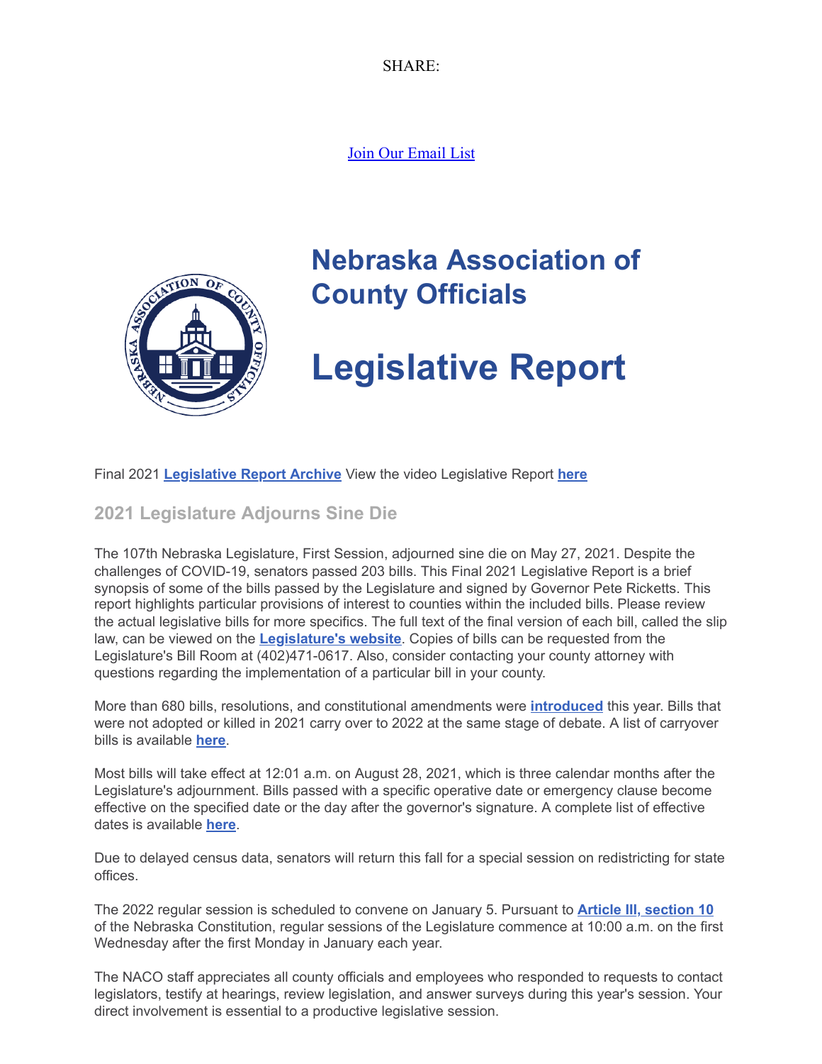SHARE:

Join Our Email List

# Nebraska Association of County Officials

# Legislative Report

Final 2021 **Legislative Report Archive** View the video Legislative Report **here**

## 2021 Legislature Adjourns Sine Die

The 107th Nebraska Legislature, First Session, adjourned sine die on May 27, 2021. Despite the challenges of COVID-19, senators passed 203 bills. This Final 2021 Legislative Report is a brief synopsis of some of the bills passed by the Legislature and signed by Governor Pete Ricketts. This report highlights particular provisions of interest to counties within the included bills. Please review the actual legislative bills for more specifics. The full text of the final version of each bill, called the slip law, can be viewed on the **Legislature's website**. Copies of bills can be requested from the Legislature's Bill Room at (402)471-0617. Also, consider contacting your county attorney with questions regarding the implementation of a particular bill in your county.

More than 680 bills, resolutions, and constitutional amendments were **introduced** this year. Bills that were not adopted or killed in 2021 carry over to 2022 at the same stage of debate. A list of carryover bills is available **here**.

Most bills will take effect at 12:01 a.m. on August 28, 2021, which is three calendar months after the Legislature's adjournment. Bills passed with a specific operative date or emergency clause become effective on the specified date or the day after the governor's signature. A complete list of effective dates is available **here**.

Due to delayed census data, senators will return this fall for a special session on redistricting for state offices.

The 2022 regular session is scheduled to convene on January 5. Pursuant to **Article III, section 10** of the Nebraska Constitution, regular sessions of the Legislature commence at 10:00 a.m. on the first Wednesday after the first Monday in January each year.

The NACO staff appreciates all county officials and employees who responded to requests to contact legislators, testify at hearings, review legislation, and answer surveys during this year's session. Your direct involvement is essential to a productive legislative session.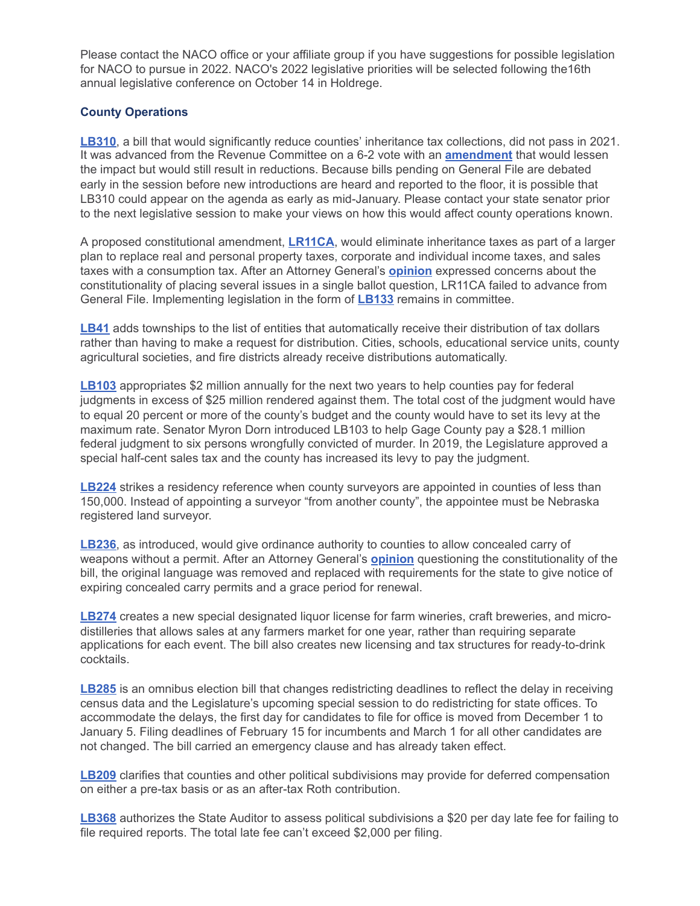Please contact the NACO office or your affiliate group if you have suggestions for possible legislation for NACO to pursue in 2022. NACO's 2022 legislative priorities will be selected following the16th annual legislative conference on October 14 in Holdrege.

### County Operations

**LB310**, a bill that would significantly reduce counties' inheritance tax collections, did not pass in 2021. It was advanced from the Revenue Committee on a 6-2 vote with an **amendment** that would lessen the impact but would still result in reductions. Because bills pending on General File are debated early in the session before new introductions are heard and reported to the floor, it is possible that LB310 could appear on the agenda as early as mid-January. Please contact your state senator prior to the next legislative session to make your views on how this would affect county operations known.

A proposed constitutional amendment, **LR11CA**, would eliminate inheritance taxes as part of a larger plan to replace real and personal property taxes, corporate and individual income taxes, and sales taxes with a consumption tax. After an Attorney General's **opinion** expressed concerns about the constitutionality of placing several issues in a single ballot question, LR11CA failed to advance from General File. Implementing legislation in the form of **LB133** remains in committee.

**LB41** adds townships to the list of entities that automatically receive their distribution of tax dollars rather than having to make a request for distribution. Cities, schools, educational service units, county agricultural societies, and fire districts already receive distributions automatically.

**LB103** appropriates $2 million annually for the next two years to help counties pay for federal judgments in excess of $25 million rendered against them. The total cost of the judgment would have to equal 20 percent or more of the county's budget and the county would have to set its levy at the maximum rate. Senator Myron Dorn introduced LB103 to help Gage County pay a $28.1 million federal judgment to six persons wrongfully convicted of murder. In 2019, the Legislature approved a special half-cent sales tax and the county has increased its levy to pay the judgment.

**LB224** strikes a residency reference when county surveyors are appointed in counties of less than 150,000. Instead of appointing a surveyor "from another county", the appointee must be Nebraska registered land surveyor.

**LB236**, as introduced, would give ordinance authority to counties to allow concealed carry of weapons without a permit. After an Attorney General's **opinion** questioning the constitutionality of the bill, the original language was removed and replaced with requirements for the state to give notice of expiring concealed carry permits and a grace period for renewal.

**LB274** creates a new special designated liquor license for farm wineries, craft breweries, and micro-distilleries that allows sales at any farmers market for one year, rather than requiring separate applications for each event. The bill also creates new licensing and tax structures for ready-to-drink cocktails.

**LB285** is an omnibus election bill that changes redistricting deadlines to reflect the delay in receiving census data and the Legislature's upcoming special session to do redistricting for state offices. To accommodate the delays, the first day for candidates to file for office is moved from December 1 to January 5. Filing deadlines of February 15 for incumbents and March 1 for all other candidates are not changed. The bill carried an emergency clause and has already taken effect.

**LB209** clarifies that counties and other political subdivisions may provide for deferred compensation on either a pre-tax basis or as an after-tax Roth contribution.

**LB368** authorizes the State Auditor to assess political subdivisions a $20 per day late fee for failing to file required reports. The total late fee can't exceed $2,000 per filing.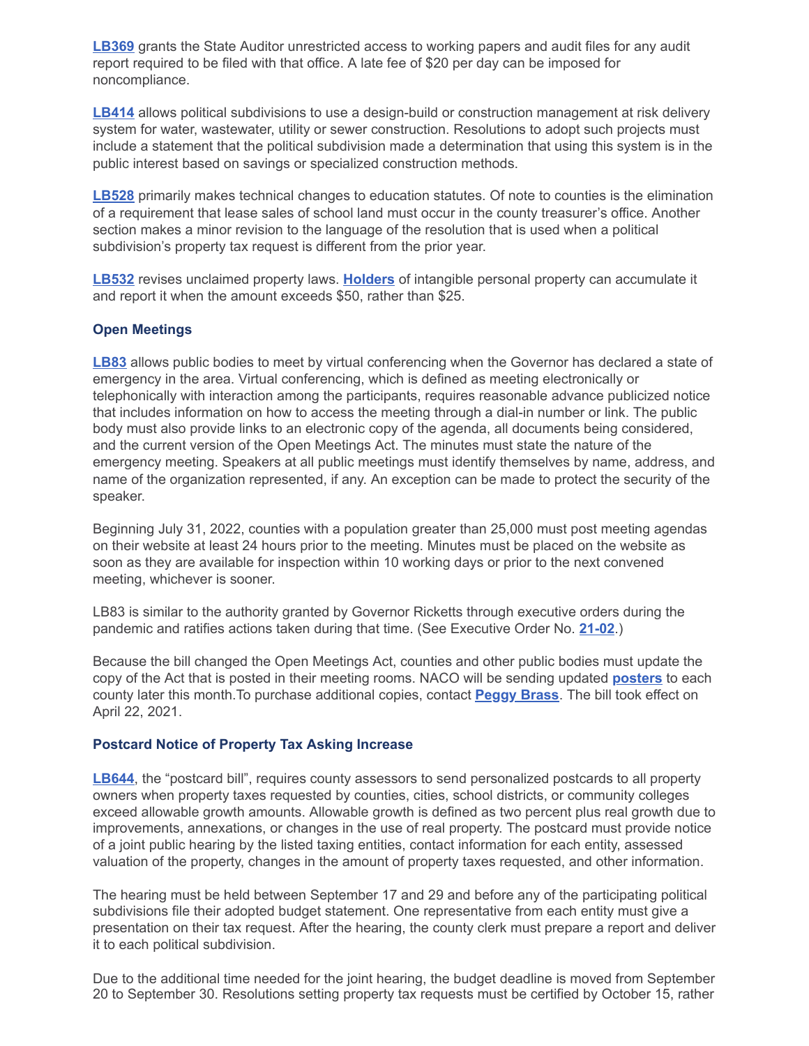**LB369** grants the State Auditor unrestricted access to working papers and audit files for any audit report required to be filed with that office. A late fee of $20 per day can be imposed for noncompliance.

**LB414** allows political subdivisions to use a design-build or construction management at risk delivery system for water, wastewater, utility or sewer construction. Resolutions to adopt such projects must include a statement that the political subdivision made a determination that using this system is in the public interest based on savings or specialized construction methods.

**LB528** primarily makes technical changes to education statutes. Of note to counties is the elimination of a requirement that lease sales of school land must occur in the county treasurer's office. Another section makes a minor revision to the language of the resolution that is used when a political subdivision's property tax request is different from the prior year.

**LB532** revises unclaimed property laws. **Holders** of intangible personal property can accumulate it and report it when the amount exceeds $50, rather than $25.

### Open Meetings

**LB83** allows public bodies to meet by virtual conferencing when the Governor has declared a state of emergency in the area. Virtual conferencing, which is defined as meeting electronically or telephonically with interaction among the participants, requires reasonable advance publicized notice that includes information on how to access the meeting through a dial-in number or link. The public body must also provide links to an electronic copy of the agenda, all documents being considered, and the current version of the Open Meetings Act. The minutes must state the nature of the emergency meeting. Speakers at all public meetings must identify themselves by name, address, and name of the organization represented, if any. An exception can be made to protect the security of the speaker.

Beginning July 31, 2022, counties with a population greater than 25,000 must post meeting agendas on their website at least 24 hours prior to the meeting. Minutes must be placed on the website as soon as they are available for inspection within 10 working days or prior to the next convened meeting, whichever is sooner.

LB83 is similar to the authority granted by Governor Ricketts through executive orders during the pandemic and ratifies actions taken during that time. (See Executive Order No. **21-02**.)

Because the bill changed the Open Meetings Act, counties and other public bodies must update the copy of the Act that is posted in their meeting rooms. NACO will be sending updated **posters** to each county later this month.To purchase additional copies, contact **Peggy Brass**. The bill took effect on April 22, 2021.

### Postcard Notice of Property Tax Asking Increase

**LB644**, the "postcard bill", requires county assessors to send personalized postcards to all property owners when property taxes requested by counties, cities, school districts, or community colleges exceed allowable growth amounts. Allowable growth is defined as two percent plus real growth due to improvements, annexations, or changes in the use of real property. The postcard must provide notice of a joint public hearing by the listed taxing entities, contact information for each entity, assessed valuation of the property, changes in the amount of property taxes requested, and other information.

The hearing must be held between September 17 and 29 and before any of the participating political subdivisions file their adopted budget statement. One representative from each entity must give a presentation on their tax request. After the hearing, the county clerk must prepare a report and deliver it to each political subdivision.

Due to the additional time needed for the joint hearing, the budget deadline is moved from September 20 to September 30. Resolutions setting property tax requests must be certified by October 15, rather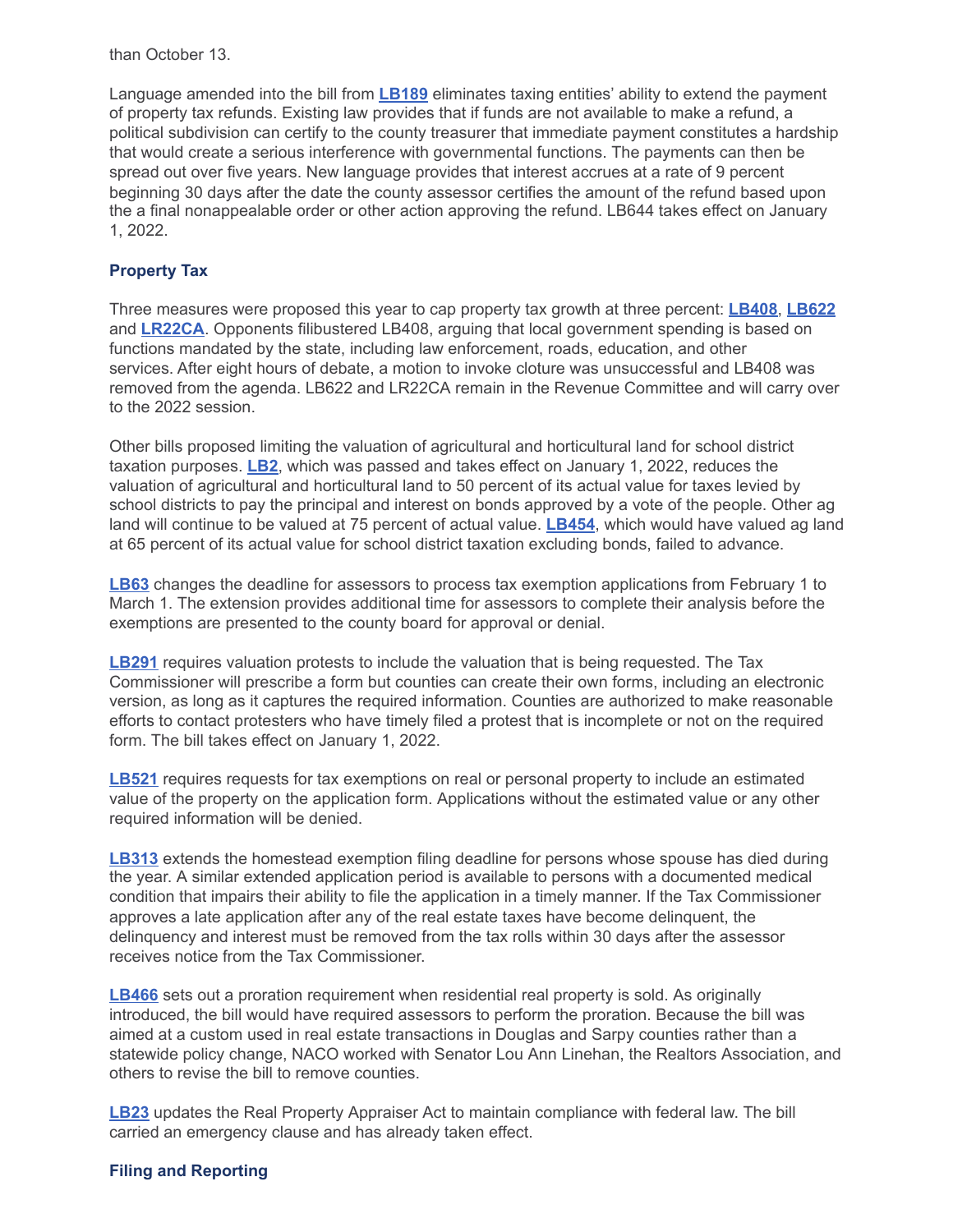than October 13.

Language amended into the bill from **LB189** eliminates taxing entities' ability to extend the payment of property tax refunds. Existing law provides that if funds are not available to make a refund, a political subdivision can certify to the county treasurer that immediate payment constitutes a hardship that would create a serious interference with governmental functions. The payments can then be spread out over five years. New language provides that interest accrues at a rate of 9 percent beginning 30 days after the date the county assessor certifies the amount of the refund based upon the a final nonappealable order or other action approving the refund. LB644 takes effect on January 1, 2022.

### Property Tax

Three measures were proposed this year to cap property tax growth at three percent: **LB408**, **LB622** and **LR22CA**. Opponents filibustered LB408, arguing that local government spending is based on functions mandated by the state, including law enforcement, roads, education, and other services. After eight hours of debate, a motion to invoke cloture was unsuccessful and LB408 was removed from the agenda. LB622 and LR22CA remain in the Revenue Committee and will carry over to the 2022 session.

Other bills proposed limiting the valuation of agricultural and horticultural land for school district taxation purposes. **LB2**, which was passed and takes effect on January 1, 2022, reduces the valuation of agricultural and horticultural land to 50 percent of its actual value for taxes levied by school districts to pay the principal and interest on bonds approved by a vote of the people. Other ag land will continue to be valued at 75 percent of actual value. **LB454**, which would have valued ag land at 65 percent of its actual value for school district taxation excluding bonds, failed to advance.

**LB63** changes the deadline for assessors to process tax exemption applications from February 1 to March 1. The extension provides additional time for assessors to complete their analysis before the exemptions are presented to the county board for approval or denial.

**LB291** requires valuation protests to include the valuation that is being requested. The Tax Commissioner will prescribe a form but counties can create their own forms, including an electronic version, as long as it captures the required information. Counties are authorized to make reasonable efforts to contact protesters who have timely filed a protest that is incomplete or not on the required form. The bill takes effect on January 1, 2022.

**LB521** requires requests for tax exemptions on real or personal property to include an estimated value of the property on the application form. Applications without the estimated value or any other required information will be denied.

**LB313** extends the homestead exemption filing deadline for persons whose spouse has died during the year. A similar extended application period is available to persons with a documented medical condition that impairs their ability to file the application in a timely manner. If the Tax Commissioner approves a late application after any of the real estate taxes have become delinquent, the delinquency and interest must be removed from the tax rolls within 30 days after the assessor receives notice from the Tax Commissioner.

**LB466** sets out a proration requirement when residential real property is sold. As originally introduced, the bill would have required assessors to perform the proration. Because the bill was aimed at a custom used in real estate transactions in Douglas and Sarpy counties rather than a statewide policy change, NACO worked with Senator Lou Ann Linehan, the Realtors Association, and others to revise the bill to remove counties.

**LB23** updates the Real Property Appraiser Act to maintain compliance with federal law. The bill carried an emergency clause and has already taken effect.

### Filing and Reporting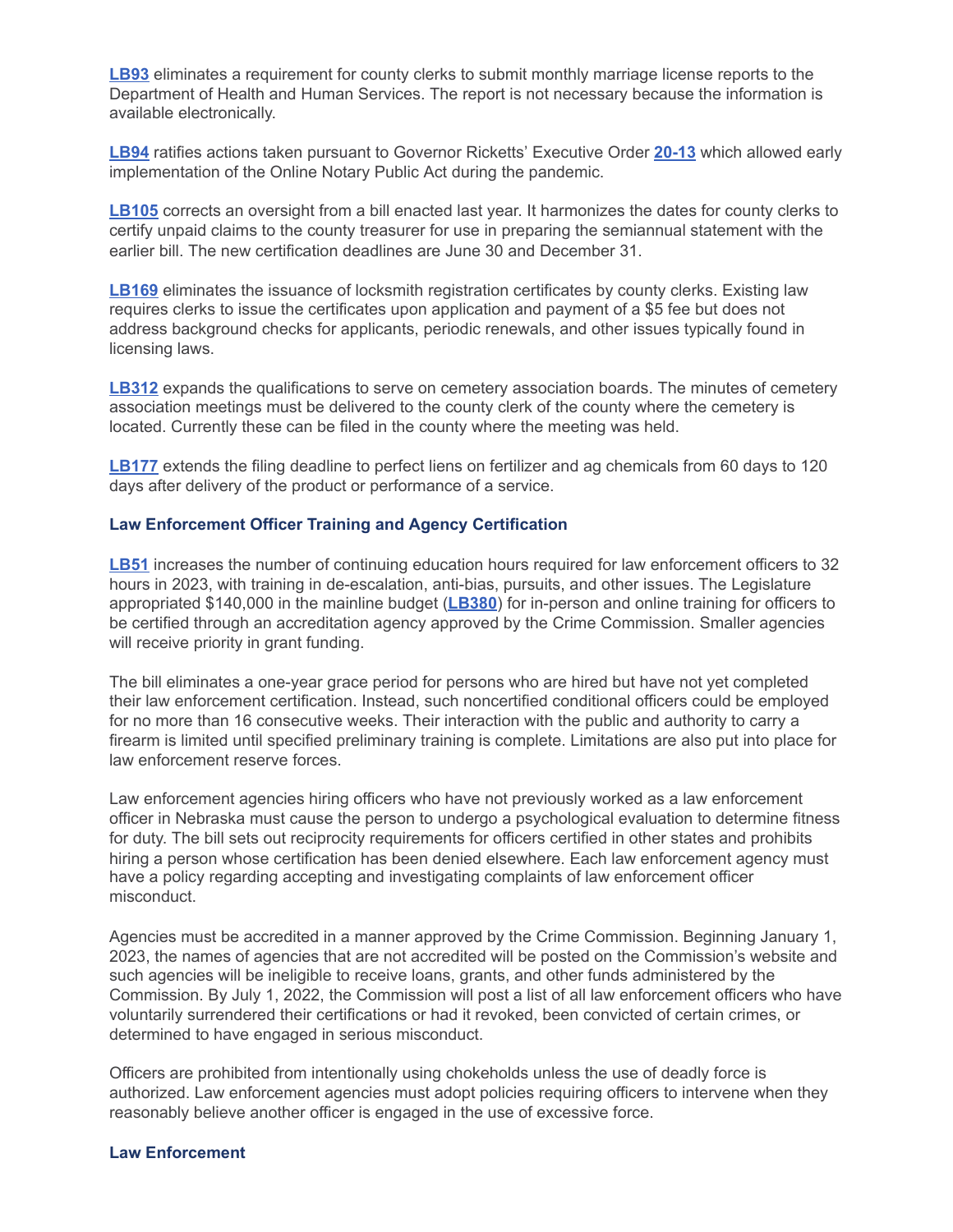**LB93** eliminates a requirement for county clerks to submit monthly marriage license reports to the Department of Health and Human Services. The report is not necessary because the information is available electronically.

**LB94** ratifies actions taken pursuant to Governor Ricketts' Executive Order **20-13** which allowed early implementation of the Online Notary Public Act during the pandemic.

**LB105** corrects an oversight from a bill enacted last year. It harmonizes the dates for county clerks to certify unpaid claims to the county treasurer for use in preparing the semiannual statement with the earlier bill. The new certification deadlines are June 30 and December 31.

**LB169** eliminates the issuance of locksmith registration certificates by county clerks. Existing law requires clerks to issue the certificates upon application and payment of a $5 fee but does not address background checks for applicants, periodic renewals, and other issues typically found in licensing laws.

**LB312** expands the qualifications to serve on cemetery association boards. The minutes of cemetery association meetings must be delivered to the county clerk of the county where the cemetery is located. Currently these can be filed in the county where the meeting was held.

**LB177** extends the filing deadline to perfect liens on fertilizer and ag chemicals from 60 days to 120 days after delivery of the product or performance of a service.

### Law Enforcement Officer Training and Agency Certification

**LB51** increases the number of continuing education hours required for law enforcement officers to 32 hours in 2023, with training in de-escalation, anti-bias, pursuits, and other issues. The Legislature appropriated $140,000 in the mainline budget (**LB380**) for in-person and online training for officers to be certified through an accreditation agency approved by the Crime Commission. Smaller agencies will receive priority in grant funding.

The bill eliminates a one-year grace period for persons who are hired but have not yet completed their law enforcement certification. Instead, such noncertified conditional officers could be employed for no more than 16 consecutive weeks. Their interaction with the public and authority to carry a firearm is limited until specified preliminary training is complete. Limitations are also put into place for law enforcement reserve forces.

Law enforcement agencies hiring officers who have not previously worked as a law enforcement officer in Nebraska must cause the person to undergo a psychological evaluation to determine fitness for duty. The bill sets out reciprocity requirements for officers certified in other states and prohibits hiring a person whose certification has been denied elsewhere. Each law enforcement agency must have a policy regarding accepting and investigating complaints of law enforcement officer misconduct.

Agencies must be accredited in a manner approved by the Crime Commission. Beginning January 1, 2023, the names of agencies that are not accredited will be posted on the Commission's website and such agencies will be ineligible to receive loans, grants, and other funds administered by the Commission. By July 1, 2022, the Commission will post a list of all law enforcement officers who have voluntarily surrendered their certifications or had it revoked, been convicted of certain crimes, or determined to have engaged in serious misconduct.

Officers are prohibited from intentionally using chokeholds unless the use of deadly force is authorized. Law enforcement agencies must adopt policies requiring officers to intervene when they reasonably believe another officer is engaged in the use of excessive force.

### Law Enforcement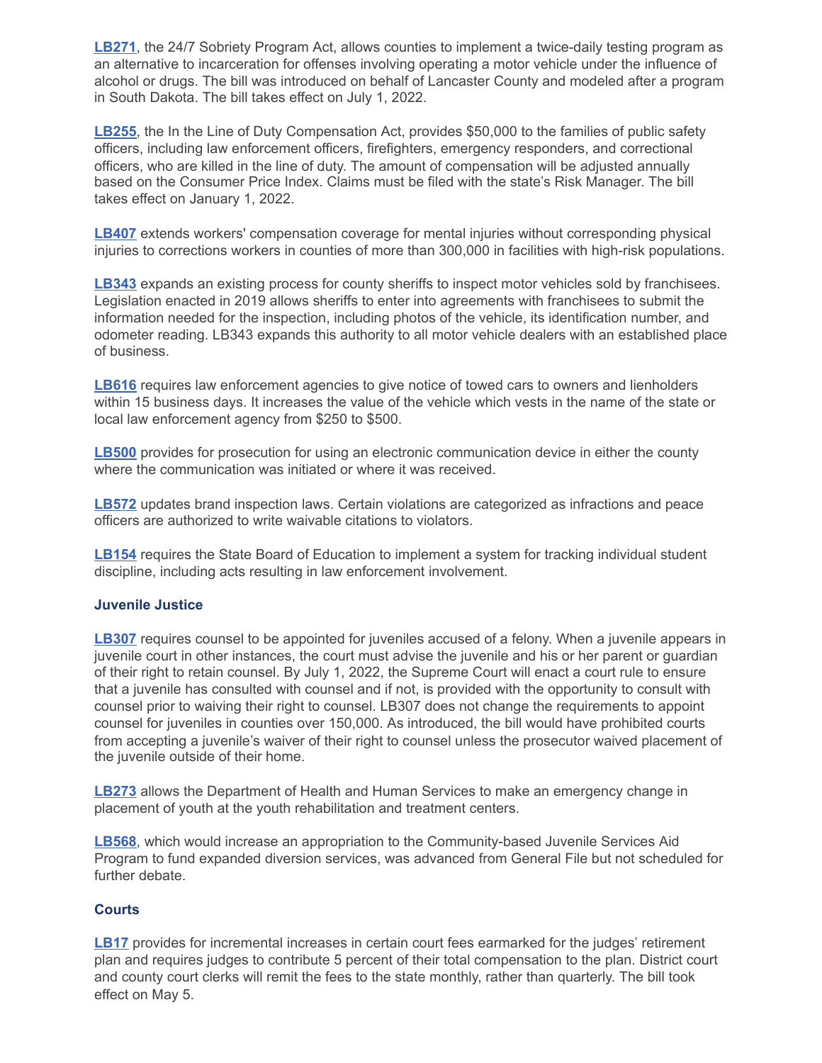**LB271**, the 24/7 Sobriety Program Act, allows counties to implement a twice-daily testing program as an alternative to incarceration for offenses involving operating a motor vehicle under the influence of alcohol or drugs. The bill was introduced on behalf of Lancaster County and modeled after a program in South Dakota. The bill takes effect on July 1, 2022.

**LB255**, the In the Line of Duty Compensation Act, provides $50,000 to the families of public safety officers, including law enforcement officers, firefighters, emergency responders, and correctional officers, who are killed in the line of duty. The amount of compensation will be adjusted annually based on the Consumer Price Index. Claims must be filed with the state's Risk Manager. The bill takes effect on January 1, 2022.

**LB407** extends workers' compensation coverage for mental injuries without corresponding physical injuries to corrections workers in counties of more than 300,000 in facilities with high-risk populations.

**LB343** expands an existing process for county sheriffs to inspect motor vehicles sold by franchisees. Legislation enacted in 2019 allows sheriffs to enter into agreements with franchisees to submit the information needed for the inspection, including photos of the vehicle, its identification number, and odometer reading. LB343 expands this authority to all motor vehicle dealers with an established place of business.

**LB616** requires law enforcement agencies to give notice of towed cars to owners and lienholders within 15 business days. It increases the value of the vehicle which vests in the name of the state or local law enforcement agency from $250 to $500.

**LB500** provides for prosecution for using an electronic communication device in either the county where the communication was initiated or where it was received.

**LB572** updates brand inspection laws. Certain violations are categorized as infractions and peace officers are authorized to write waivable citations to violators.

**LB154** requires the State Board of Education to implement a system for tracking individual student discipline, including acts resulting in law enforcement involvement.

### Juvenile Justice

**LB307** requires counsel to be appointed for juveniles accused of a felony. When a juvenile appears in juvenile court in other instances, the court must advise the juvenile and his or her parent or guardian of their right to retain counsel. By July 1, 2022, the Supreme Court will enact a court rule to ensure that a juvenile has consulted with counsel and if not, is provided with the opportunity to consult with counsel prior to waiving their right to counsel. LB307 does not change the requirements to appoint counsel for juveniles in counties over 150,000. As introduced, the bill would have prohibited courts from accepting a juvenile's waiver of their right to counsel unless the prosecutor waived placement of the juvenile outside of their home.

**LB273** allows the Department of Health and Human Services to make an emergency change in placement of youth at the youth rehabilitation and treatment centers.

**LB568**, which would increase an appropriation to the Community-based Juvenile Services Aid Program to fund expanded diversion services, was advanced from General File but not scheduled for further debate.

### Courts

**LB17** provides for incremental increases in certain court fees earmarked for the judges' retirement plan and requires judges to contribute 5 percent of their total compensation to the plan. District court and county court clerks will remit the fees to the state monthly, rather than quarterly. The bill took effect on May 5.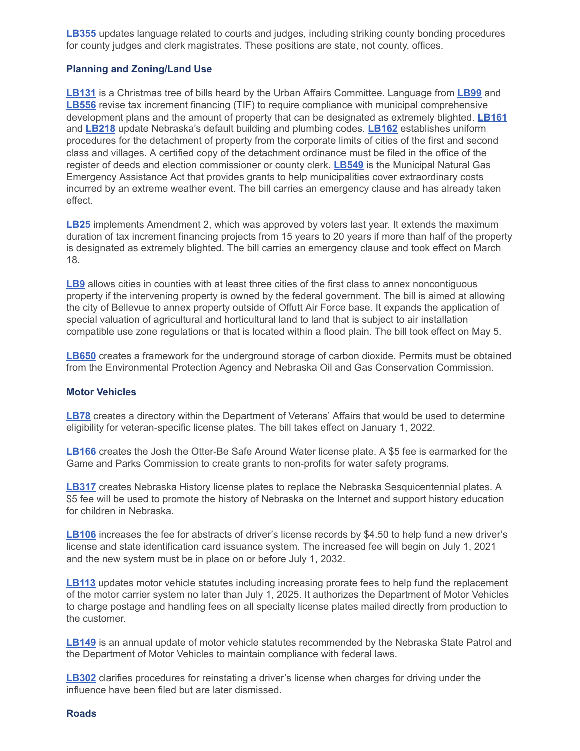**LB355** updates language related to courts and judges, including striking county bonding procedures for county judges and clerk magistrates. These positions are state, not county, offices.

### Planning and Zoning/Land Use

**LB131** is a Christmas tree of bills heard by the Urban Affairs Committee. Language from **LB99** and **LB556** revise tax increment financing (TIF) to require compliance with municipal comprehensive development plans and the amount of property that can be designated as extremely blighted. **LB161** and **LB218** update Nebraska's default building and plumbing codes. **LB162** establishes uniform procedures for the detachment of property from the corporate limits of cities of the first and second class and villages. A certified copy of the detachment ordinance must be filed in the office of the register of deeds and election commissioner or county clerk. **LB549** is the Municipal Natural Gas Emergency Assistance Act that provides grants to help municipalities cover extraordinary costs incurred by an extreme weather event. The bill carries an emergency clause and has already taken effect.

**LB25** implements Amendment 2, which was approved by voters last year. It extends the maximum duration of tax increment financing projects from 15 years to 20 years if more than half of the property is designated as extremely blighted. The bill carries an emergency clause and took effect on March 18.

**LB9** allows cities in counties with at least three cities of the first class to annex noncontiguous property if the intervening property is owned by the federal government. The bill is aimed at allowing the city of Bellevue to annex property outside of Offutt Air Force base. It expands the application of special valuation of agricultural and horticultural land to land that is subject to air installation compatible use zone regulations or that is located within a flood plain. The bill took effect on May 5.

**LB650** creates a framework for the underground storage of carbon dioxide. Permits must be obtained from the Environmental Protection Agency and Nebraska Oil and Gas Conservation Commission.

### Motor Vehicles

**LB78** creates a directory within the Department of Veterans' Affairs that would be used to determine eligibility for veteran-specific license plates. The bill takes effect on January 1, 2022.

**LB166** creates the Josh the Otter-Be Safe Around Water license plate. A $5 fee is earmarked for the Game and Parks Commission to create grants to non-profits for water safety programs.

**LB317** creates Nebraska History license plates to replace the Nebraska Sesquicentennial plates. A $5 fee will be used to promote the history of Nebraska on the Internet and support history education for children in Nebraska.

**LB106** increases the fee for abstracts of driver's license records by $4.50 to help fund a new driver's license and state identification card issuance system. The increased fee will begin on July 1, 2021 and the new system must be in place on or before July 1, 2032.

**LB113** updates motor vehicle statutes including increasing prorate fees to help fund the replacement of the motor carrier system no later than July 1, 2025. It authorizes the Department of Motor Vehicles to charge postage and handling fees on all specialty license plates mailed directly from production to the customer.

**LB149** is an annual update of motor vehicle statutes recommended by the Nebraska State Patrol and the Department of Motor Vehicles to maintain compliance with federal laws.

**LB302** clarifies procedures for reinstating a driver's license when charges for driving under the influence have been filed but are later dismissed.

### Roads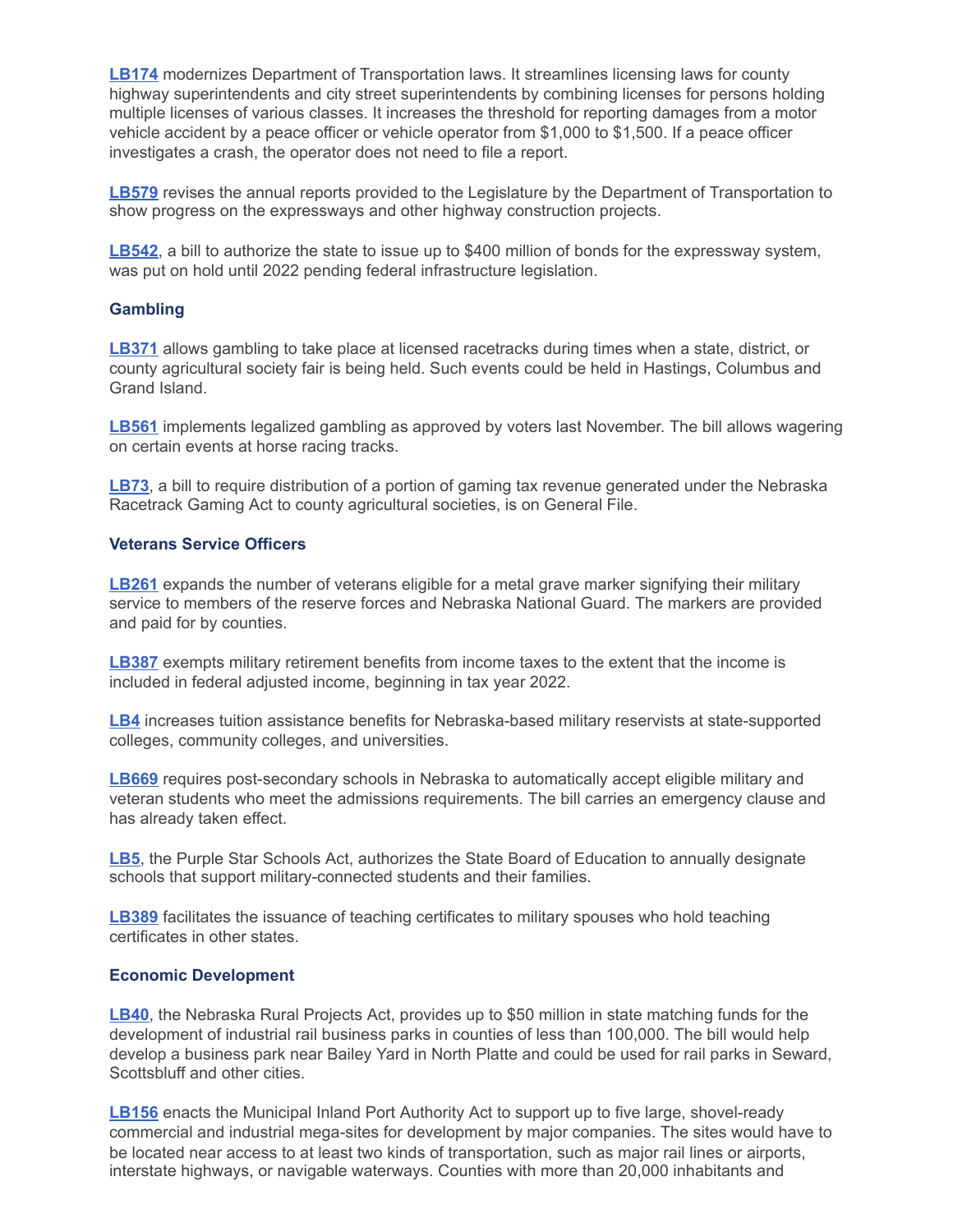**LB174** modernizes Department of Transportation laws. It streamlines licensing laws for county highway superintendents and city street superintendents by combining licenses for persons holding multiple licenses of various classes. It increases the threshold for reporting damages from a motor vehicle accident by a peace officer or vehicle operator from $1,000 to $1,500. If a peace officer investigates a crash, the operator does not need to file a report.

**LB579** revises the annual reports provided to the Legislature by the Department of Transportation to show progress on the expressways and other highway construction projects.

**LB542**, a bill to authorize the state to issue up to $400 million of bonds for the expressway system, was put on hold until 2022 pending federal infrastructure legislation.

### Gambling

**LB371** allows gambling to take place at licensed racetracks during times when a state, district, or county agricultural society fair is being held. Such events could be held in Hastings, Columbus and Grand Island.

**LB561** implements legalized gambling as approved by voters last November. The bill allows wagering on certain events at horse racing tracks.

**LB73**, a bill to require distribution of a portion of gaming tax revenue generated under the Nebraska Racetrack Gaming Act to county agricultural societies, is on General File.

### Veterans Service Officers

**LB261** expands the number of veterans eligible for a metal grave marker signifying their military service to members of the reserve forces and Nebraska National Guard. The markers are provided and paid for by counties.

**LB387** exempts military retirement benefits from income taxes to the extent that the income is included in federal adjusted income, beginning in tax year 2022.

**LB4** increases tuition assistance benefits for Nebraska-based military reservists at state-supported colleges, community colleges, and universities.

**LB669** requires post-secondary schools in Nebraska to automatically accept eligible military and veteran students who meet the admissions requirements. The bill carries an emergency clause and has already taken effect.

**LB5**, the Purple Star Schools Act, authorizes the State Board of Education to annually designate schools that support military-connected students and their families.

**LB389** facilitates the issuance of teaching certificates to military spouses who hold teaching certificates in other states.

### Economic Development

**LB40**, the Nebraska Rural Projects Act, provides up to $50 million in state matching funds for the development of industrial rail business parks in counties of less than 100,000. The bill would help develop a business park near Bailey Yard in North Platte and could be used for rail parks in Seward, Scottsbluff and other cities.

**LB156** enacts the Municipal Inland Port Authority Act to support up to five large, shovel-ready commercial and industrial mega-sites for development by major companies. The sites would have to be located near access to at least two kinds of transportation, such as major rail lines or airports, interstate highways, or navigable waterways. Counties with more than 20,000 inhabitants and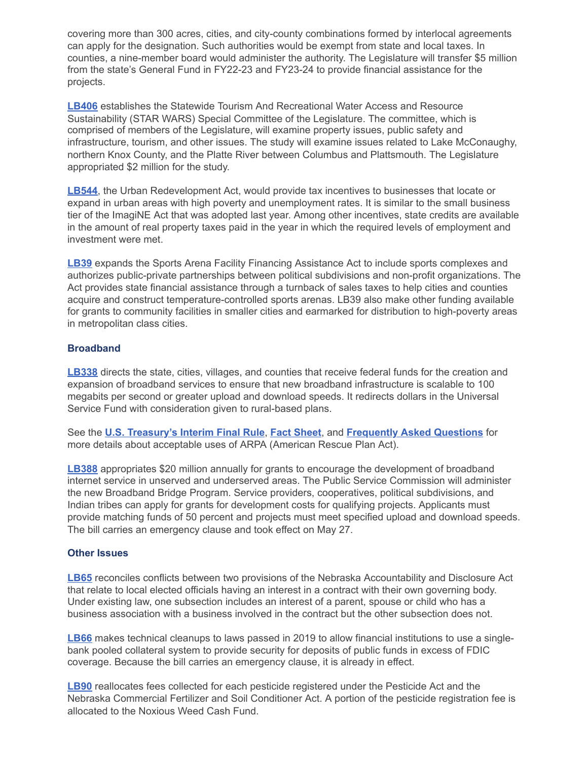covering more than 300 acres, cities, and city-county combinations formed by interlocal agreements can apply for the designation. Such authorities would be exempt from state and local taxes. In counties, a nine-member board would administer the authority. The Legislature will transfer $5 million from the state's General Fund in FY22-23 and FY23-24 to provide financial assistance for the projects.

**LB406** establishes the Statewide Tourism And Recreational Water Access and Resource Sustainability (STAR WARS) Special Committee of the Legislature. The committee, which is comprised of members of the Legislature, will examine property issues, public safety and infrastructure, tourism, and other issues. The study will examine issues related to Lake McConaughy, northern Knox County, and the Platte River between Columbus and Plattsmouth. The Legislature appropriated $2 million for the study.

**LB544**, the Urban Redevelopment Act, would provide tax incentives to businesses that locate or expand in urban areas with high poverty and unemployment rates. It is similar to the small business tier of the ImagiNE Act that was adopted last year. Among other incentives, state credits are available in the amount of real property taxes paid in the year in which the required levels of employment and investment were met.

**LB39** expands the Sports Arena Facility Financing Assistance Act to include sports complexes and authorizes public-private partnerships between political subdivisions and non-profit organizations. The Act provides state financial assistance through a turnback of sales taxes to help cities and counties acquire and construct temperature-controlled sports arenas. LB39 also make other funding available for grants to community facilities in smaller cities and earmarked for distribution to high-poverty areas in metropolitan class cities.

### Broadband

**LB338** directs the state, cities, villages, and counties that receive federal funds for the creation and expansion of broadband services to ensure that new broadband infrastructure is scalable to 100 megabits per second or greater upload and download speeds. It redirects dollars in the Universal Service Fund with consideration given to rural-based plans.

See the **U.S. Treasury's Interim Final Rule**, **Fact Sheet**, and **Frequently Asked Questions** for more details about acceptable uses of ARPA (American Rescue Plan Act).

**LB388** appropriates $20 million annually for grants to encourage the development of broadband internet service in unserved and underserved areas. The Public Service Commission will administer the new Broadband Bridge Program. Service providers, cooperatives, political subdivisions, and Indian tribes can apply for grants for development costs for qualifying projects. Applicants must provide matching funds of 50 percent and projects must meet specified upload and download speeds. The bill carries an emergency clause and took effect on May 27.

### Other Issues

**LB65** reconciles conflicts between two provisions of the Nebraska Accountability and Disclosure Act that relate to local elected officials having an interest in a contract with their own governing body. Under existing law, one subsection includes an interest of a parent, spouse or child who has a business association with a business involved in the contract but the other subsection does not.

**LB66** makes technical cleanups to laws passed in 2019 to allow financial institutions to use a single-bank pooled collateral system to provide security for deposits of public funds in excess of FDIC coverage. Because the bill carries an emergency clause, it is already in effect.

**LB90** reallocates fees collected for each pesticide registered under the Pesticide Act and the Nebraska Commercial Fertilizer and Soil Conditioner Act. A portion of the pesticide registration fee is allocated to the Noxious Weed Cash Fund.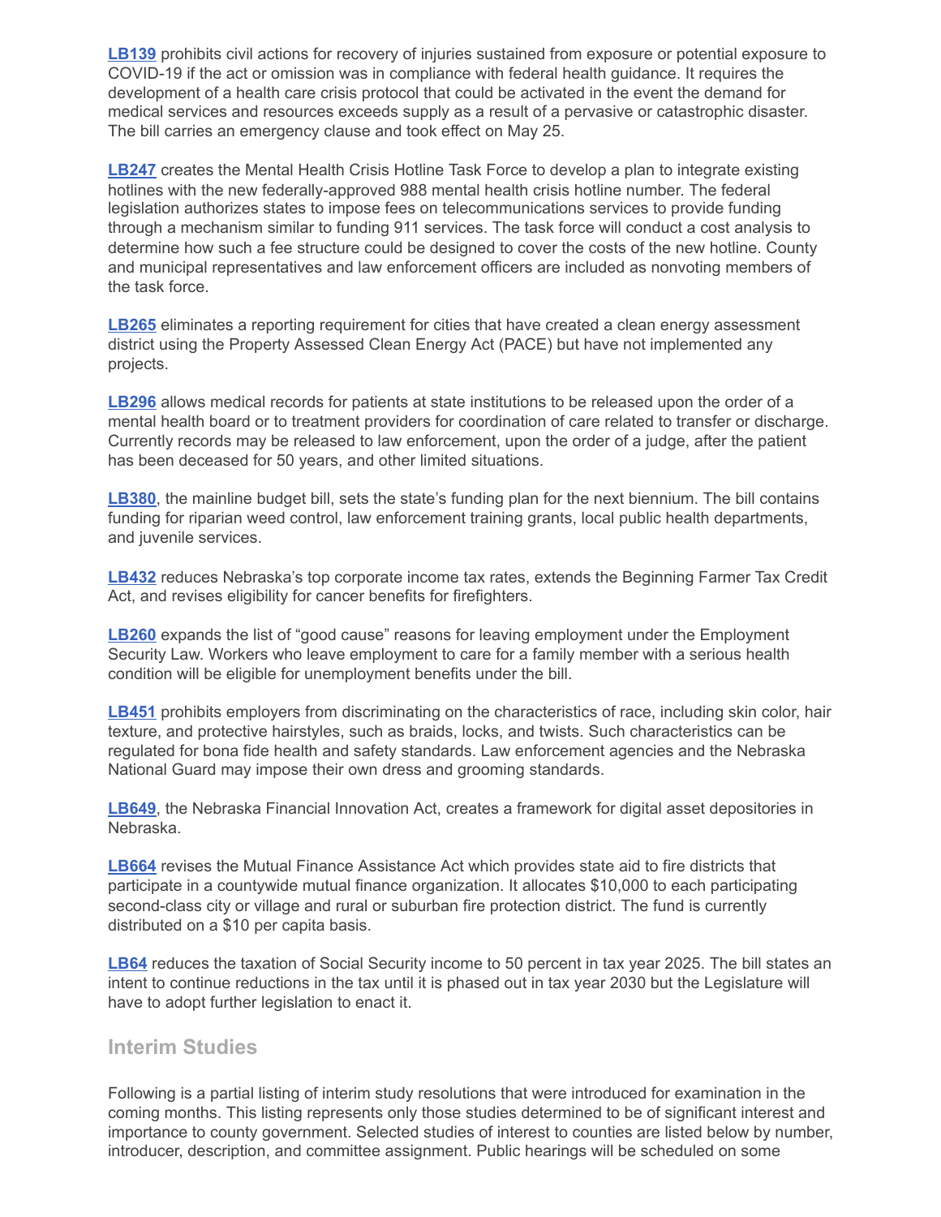**LB139** prohibits civil actions for recovery of injuries sustained from exposure or potential exposure to COVID-19 if the act or omission was in compliance with federal health guidance. It requires the development of a health care crisis protocol that could be activated in the event the demand for medical services and resources exceeds supply as a result of a pervasive or catastrophic disaster. The bill carries an emergency clause and took effect on May 25.

**LB247** creates the Mental Health Crisis Hotline Task Force to develop a plan to integrate existing hotlines with the new federally-approved 988 mental health crisis hotline number. The federal legislation authorizes states to impose fees on telecommunications services to provide funding through a mechanism similar to funding 911 services. The task force will conduct a cost analysis to determine how such a fee structure could be designed to cover the costs of the new hotline. County and municipal representatives and law enforcement officers are included as nonvoting members of the task force.

**LB265** eliminates a reporting requirement for cities that have created a clean energy assessment district using the Property Assessed Clean Energy Act (PACE) but have not implemented any projects.

**LB296** allows medical records for patients at state institutions to be released upon the order of a mental health board or to treatment providers for coordination of care related to transfer or discharge. Currently records may be released to law enforcement, upon the order of a judge, after the patient has been deceased for 50 years, and other limited situations.

**LB380**, the mainline budget bill, sets the state's funding plan for the next biennium. The bill contains funding for riparian weed control, law enforcement training grants, local public health departments, and juvenile services.

**LB432** reduces Nebraska's top corporate income tax rates, extends the Beginning Farmer Tax Credit Act, and revises eligibility for cancer benefits for firefighters.

**LB260** expands the list of "good cause" reasons for leaving employment under the Employment Security Law. Workers who leave employment to care for a family member with a serious health condition will be eligible for unemployment benefits under the bill.

**LB451** prohibits employers from discriminating on the characteristics of race, including skin color, hair texture, and protective hairstyles, such as braids, locks, and twists. Such characteristics can be regulated for bona fide health and safety standards. Law enforcement agencies and the Nebraska National Guard may impose their own dress and grooming standards.

**LB649**, the Nebraska Financial Innovation Act, creates a framework for digital asset depositories in Nebraska.

**LB664** revises the Mutual Finance Assistance Act which provides state aid to fire districts that participate in a countywide mutual finance organization. It allocates $10,000 to each participating second-class city or village and rural or suburban fire protection district. The fund is currently distributed on a $10 per capita basis.

**LB64** reduces the taxation of Social Security income to 50 percent in tax year 2025. The bill states an intent to continue reductions in the tax until it is phased out in tax year 2030 but the Legislature will have to adopt further legislation to enact it.

## Interim Studies

Following is a partial listing of interim study resolutions that were introduced for examination in the coming months. This listing represents only those studies determined to be of significant interest and importance to county government. Selected studies of interest to counties are listed below by number, introducer, description, and committee assignment. Public hearings will be scheduled on some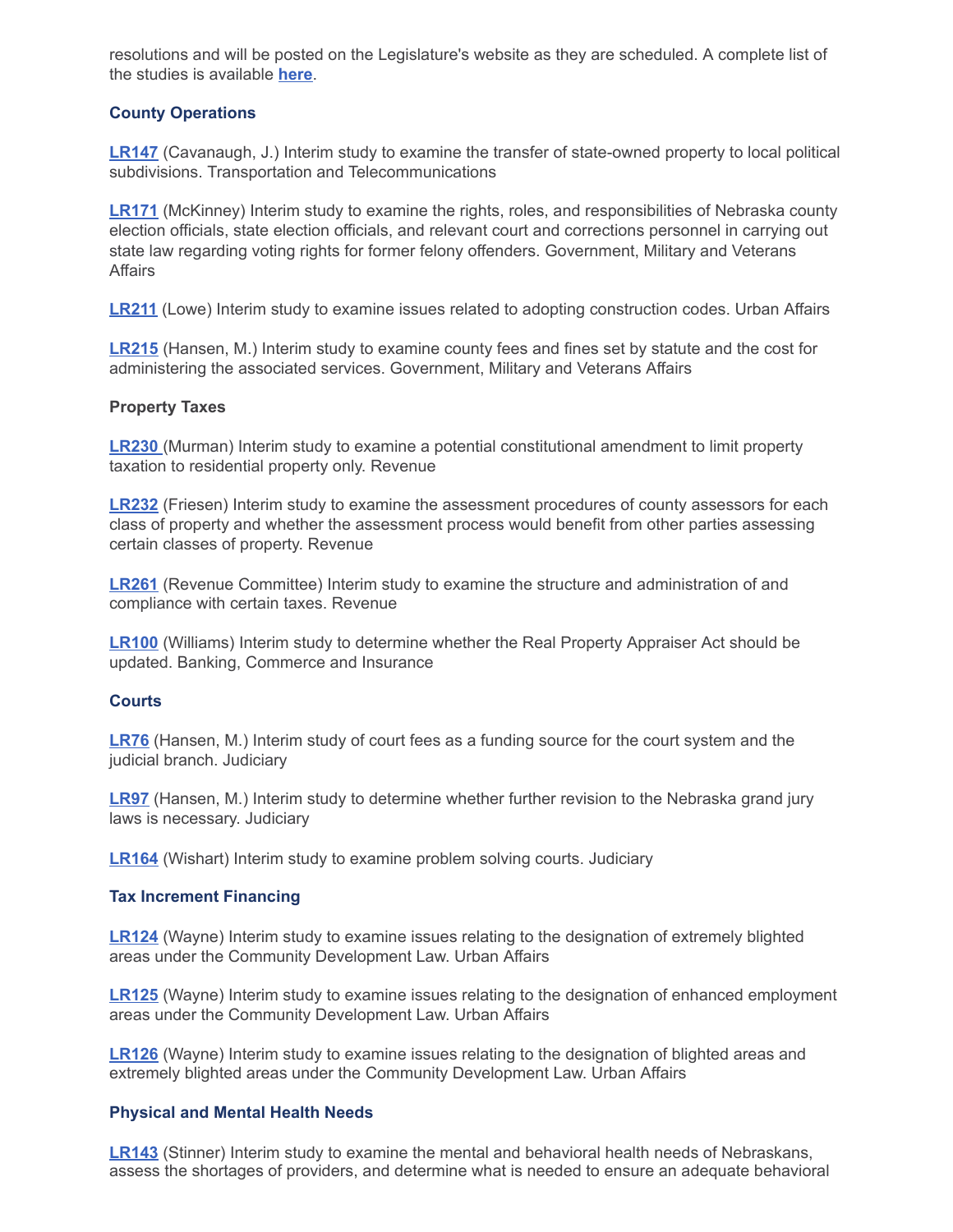resolutions and will be posted on the Legislature's website as they are scheduled. A complete list of the studies is available **here**.

### County Operations

**LR147** (Cavanaugh, J.) Interim study to examine the transfer of state-owned property to local political subdivisions. Transportation and Telecommunications

**LR171** (McKinney) Interim study to examine the rights, roles, and responsibilities of Nebraska county election officials, state election officials, and relevant court and corrections personnel in carrying out state law regarding voting rights for former felony offenders. Government, Military and Veterans Affairs

**LR211** (Lowe) Interim study to examine issues related to adopting construction codes. Urban Affairs

**LR215** (Hansen, M.) Interim study to examine county fees and fines set by statute and the cost for administering the associated services. Government, Military and Veterans Affairs

### Property Taxes

**LR230** (Murman) Interim study to examine a potential constitutional amendment to limit property taxation to residential property only. Revenue

**LR232** (Friesen) Interim study to examine the assessment procedures of county assessors for each class of property and whether the assessment process would benefit from other parties assessing certain classes of property. Revenue

**LR261** (Revenue Committee) Interim study to examine the structure and administration of and compliance with certain taxes. Revenue

**LR100** (Williams) Interim study to determine whether the Real Property Appraiser Act should be updated. Banking, Commerce and Insurance

### Courts

**LR76** (Hansen, M.) Interim study of court fees as a funding source for the court system and the judicial branch. Judiciary

**LR97** (Hansen, M.) Interim study to determine whether further revision to the Nebraska grand jury laws is necessary. Judiciary

**LR164** (Wishart) Interim study to examine problem solving courts. Judiciary

### Tax Increment Financing

**LR124** (Wayne) Interim study to examine issues relating to the designation of extremely blighted areas under the Community Development Law. Urban Affairs

**LR125** (Wayne) Interim study to examine issues relating to the designation of enhanced employment areas under the Community Development Law. Urban Affairs

**LR126** (Wayne) Interim study to examine issues relating to the designation of blighted areas and extremely blighted areas under the Community Development Law. Urban Affairs

### Physical and Mental Health Needs

**LR143** (Stinner) Interim study to examine the mental and behavioral health needs of Nebraskans, assess the shortages of providers, and determine what is needed to ensure an adequate behavioral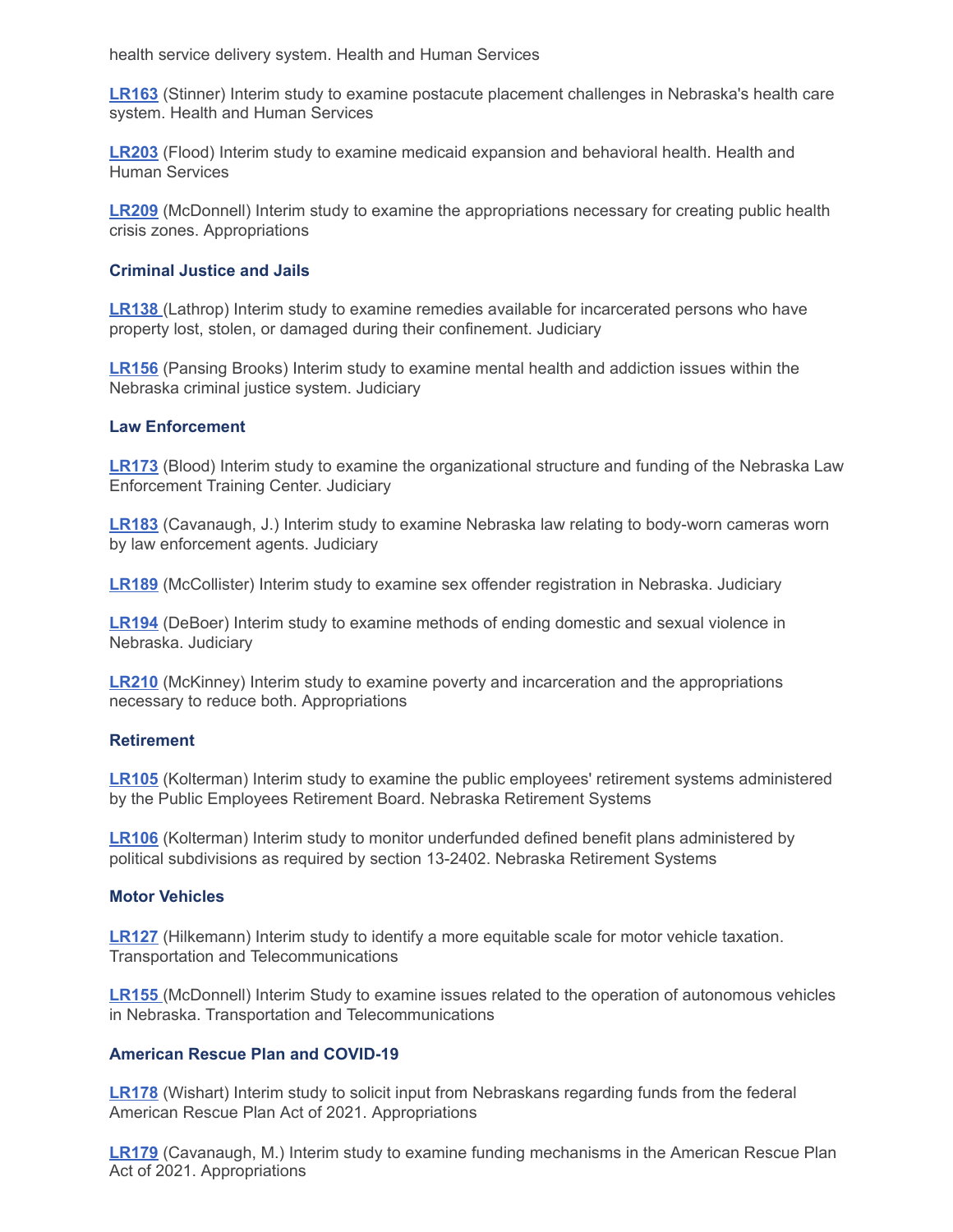health service delivery system. Health and Human Services

**LR163** (Stinner) Interim study to examine postacute placement challenges in Nebraska's health care system. Health and Human Services

**LR203** (Flood) Interim study to examine medicaid expansion and behavioral health. Health and Human Services

**LR209** (McDonnell) Interim study to examine the appropriations necessary for creating public health crisis zones. Appropriations

### Criminal Justice and Jails

**LR138** (Lathrop) Interim study to examine remedies available for incarcerated persons who have property lost, stolen, or damaged during their confinement. Judiciary

**LR156** (Pansing Brooks) Interim study to examine mental health and addiction issues within the Nebraska criminal justice system. Judiciary

### Law Enforcement

**LR173** (Blood) Interim study to examine the organizational structure and funding of the Nebraska Law Enforcement Training Center. Judiciary

**LR183** (Cavanaugh, J.) Interim study to examine Nebraska law relating to body-worn cameras worn by law enforcement agents. Judiciary

**LR189** (McCollister) Interim study to examine sex offender registration in Nebraska. Judiciary

**LR194** (DeBoer) Interim study to examine methods of ending domestic and sexual violence in Nebraska. Judiciary

**LR210** (McKinney) Interim study to examine poverty and incarceration and the appropriations necessary to reduce both. Appropriations

### Retirement

**LR105** (Kolterman) Interim study to examine the public employees' retirement systems administered by the Public Employees Retirement Board. Nebraska Retirement Systems

**LR106** (Kolterman) Interim study to monitor underfunded defined benefit plans administered by political subdivisions as required by section 13-2402. Nebraska Retirement Systems

### Motor Vehicles

**LR127** (Hilkemann) Interim study to identify a more equitable scale for motor vehicle taxation. Transportation and Telecommunications

**LR155** (McDonnell) Interim Study to examine issues related to the operation of autonomous vehicles in Nebraska. Transportation and Telecommunications

### American Rescue Plan and COVID-19

**LR178** (Wishart) Interim study to solicit input from Nebraskans regarding funds from the federal American Rescue Plan Act of 2021. Appropriations

**LR179** (Cavanaugh, M.) Interim study to examine funding mechanisms in the American Rescue Plan Act of 2021. Appropriations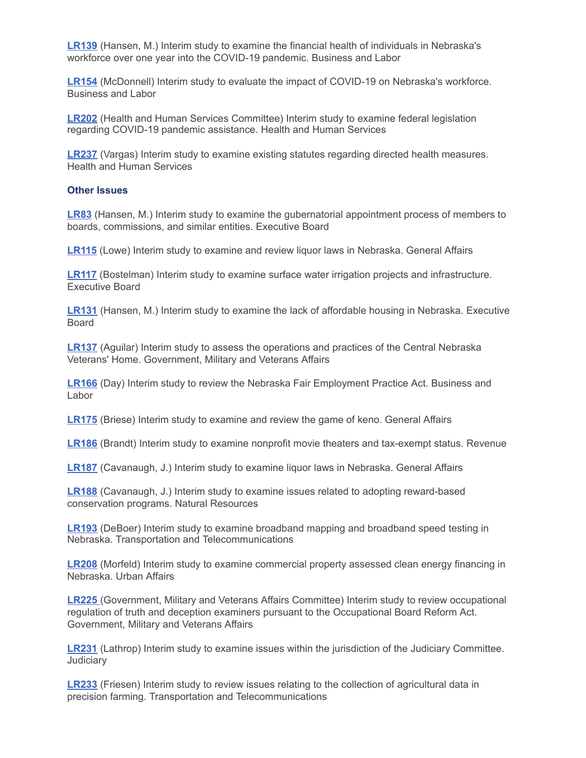**LR139** (Hansen, M.) Interim study to examine the financial health of individuals in Nebraska's workforce over one year into the COVID-19 pandemic. Business and Labor

**LR154** (McDonnell) Interim study to evaluate the impact of COVID-19 on Nebraska's workforce. Business and Labor

**LR202** (Health and Human Services Committee) Interim study to examine federal legislation regarding COVID-19 pandemic assistance. Health and Human Services

**LR237** (Vargas) Interim study to examine existing statutes regarding directed health measures. Health and Human Services

### Other Issues

**LR83** (Hansen, M.) Interim study to examine the gubernatorial appointment process of members to boards, commissions, and similar entities. Executive Board

**LR115** (Lowe) Interim study to examine and review liquor laws in Nebraska. General Affairs

**LR117** (Bostelman) Interim study to examine surface water irrigation projects and infrastructure. Executive Board

**LR131** (Hansen, M.) Interim study to examine the lack of affordable housing in Nebraska. Executive Board

**LR137** (Aguilar) Interim study to assess the operations and practices of the Central Nebraska Veterans' Home. Government, Military and Veterans Affairs

**LR166** (Day) Interim study to review the Nebraska Fair Employment Practice Act. Business and Labor

**LR175** (Briese) Interim study to examine and review the game of keno. General Affairs

**LR186** (Brandt) Interim study to examine nonprofit movie theaters and tax-exempt status. Revenue

**LR187** (Cavanaugh, J.) Interim study to examine liquor laws in Nebraska. General Affairs

**LR188** (Cavanaugh, J.) Interim study to examine issues related to adopting reward-based conservation programs. Natural Resources

**LR193** (DeBoer) Interim study to examine broadband mapping and broadband speed testing in Nebraska. Transportation and Telecommunications

**LR208** (Morfeld) Interim study to examine commercial property assessed clean energy financing in Nebraska. Urban Affairs

**LR225** (Government, Military and Veterans Affairs Committee) Interim study to review occupational regulation of truth and deception examiners pursuant to the Occupational Board Reform Act. Government, Military and Veterans Affairs

**LR231** (Lathrop) Interim study to examine issues within the jurisdiction of the Judiciary Committee. Judiciary

**LR233** (Friesen) Interim study to review issues relating to the collection of agricultural data in precision farming. Transportation and Telecommunications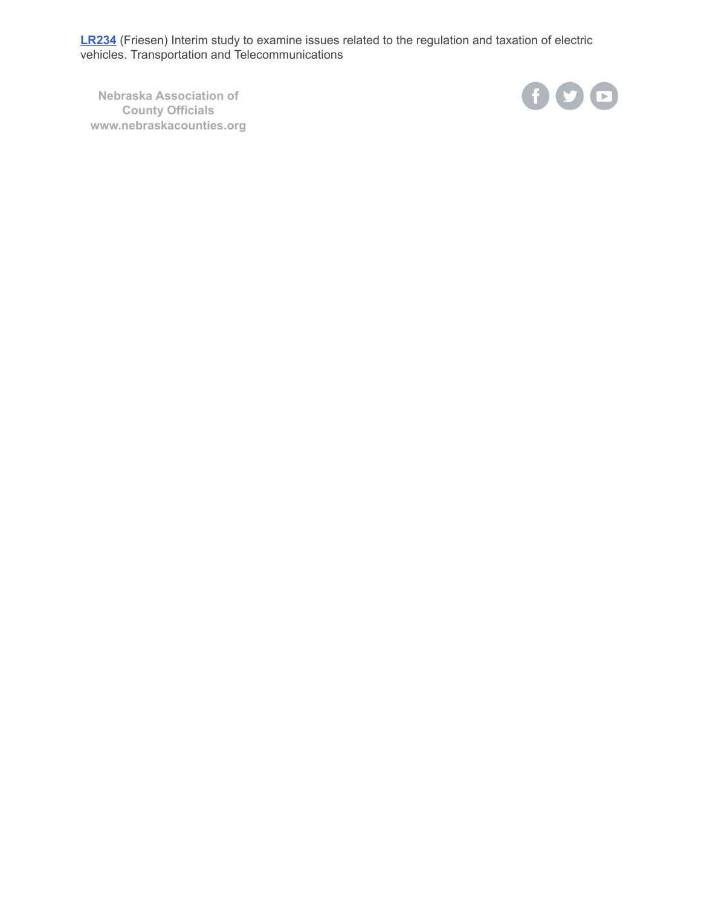**LR234** (Friesen) Interim study to examine issues related to the regulation and taxation of electric vehicles. Transportation and Telecommunications

**Nebraska Association of County Officials**
**www.nebraskacounties.org**